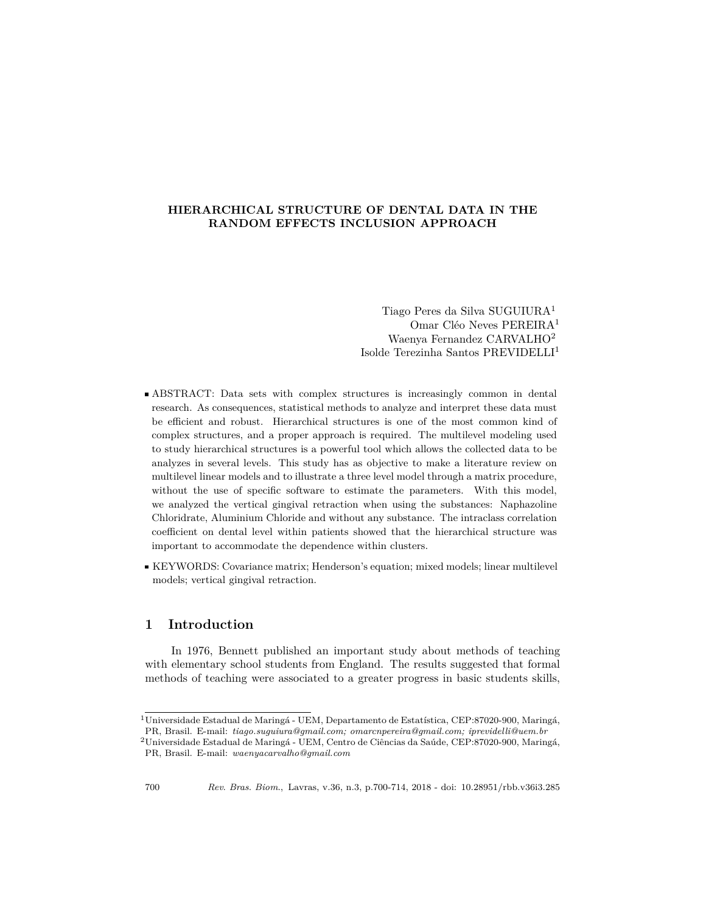# HIERARCHICAL STRUCTURE OF DENTAL DATA IN THE RANDOM EFFECTS INCLUSION APPROACH

Tiago Peres da Silva SUGUIURA[1]
Omar Cléo Neves PEREIRA[1]
Waenya Fernandez CARVALHO[2]
Isolde Terezinha Santos PREVIDELLI[1]

- ABSTRACT: Data sets with complex structures is increasingly common in dental research. As consequences, statistical methods to analyze and interpret these data must be efficient and robust. Hierarchical structures is one of the most common kind of complex structures, and a proper approach is required. The multilevel modeling used to study hierarchical structures is a powerful tool which allows the collected data to be analyzes in several levels. This study has as objective to make a literature review on multilevel linear models and to illustrate a three level model through a matrix procedure, without the use of specific software to estimate the parameters. With this model, we analyzed the vertical gingival retraction when using the substances: Naphazoline Chloridrate, Aluminium Chloride and without any substance. The intraclass correlation coefficient on dental level within patients showed that the hierarchical structure was important to accommodate the dependence within clusters.

- KEYWORDS: Covariance matrix; Henderson's equation; mixed models; linear multilevel models; vertical gingival retraction.

## 1 Introduction

In 1976, Bennett published an important study about methods of teaching with elementary school students from England. The results suggested that formal methods of teaching were associated to a greater progress in basic students skills,

[1]Universidade Estadual de Maringá - UEM, Departamento de Estatística, CEP:87020-900, Maringá, PR, Brasil. E-mail: *tiago.suguiura@gmail.com; omarcnpereira@gmail.com; iprevidelli@uem.br*

[2]Universidade Estadual de Maringá - UEM, Centro de Ciências da Saúde, CEP:87020-900, Maringá, PR, Brasil. E-mail: *waenyacarvalho@gmail.com*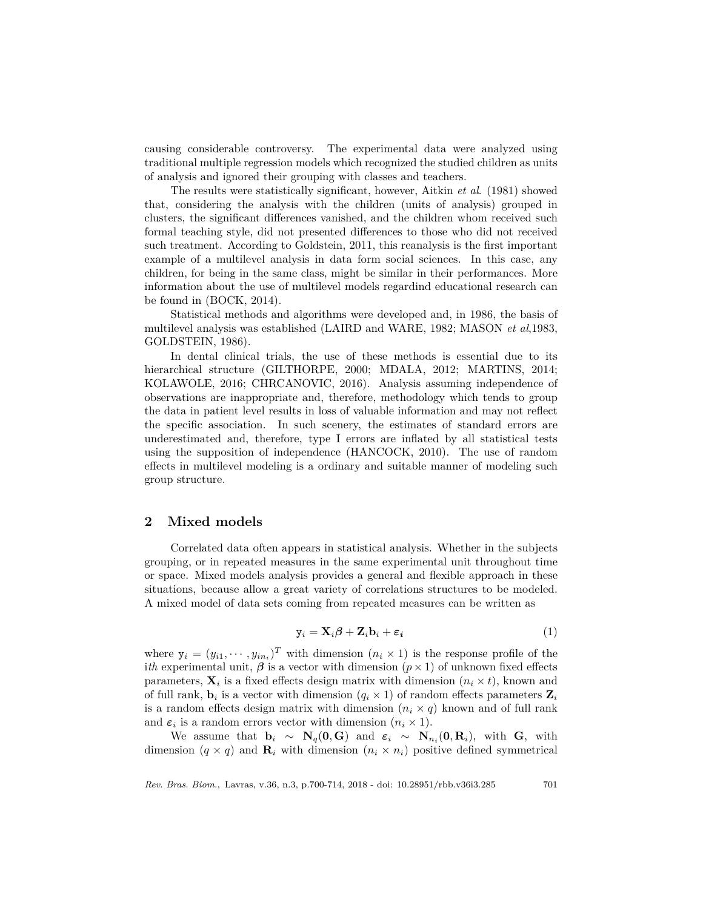causing considerable controversy. The experimental data were analyzed using traditional multiple regression models which recognized the studied children as units of analysis and ignored their grouping with classes and teachers.

The results were statistically significant, however, Aitkin *et al.* (1981) showed that, considering the analysis with the children (units of analysis) grouped in clusters, the significant differences vanished, and the children whom received such formal teaching style, did not presented differences to those who did not received such treatment. According to Goldstein, 2011, this reanalysis is the first important example of a multilevel analysis in data form social sciences. In this case, any children, for being in the same class, might be similar in their performances. More information about the use of multilevel models regardind educational research can be found in (BOCK, 2014).

Statistical methods and algorithms were developed and, in 1986, the basis of multilevel analysis was established (LAIRD and WARE, 1982; MASON *et al*,1983, GOLDSTEIN, 1986).

In dental clinical trials, the use of these methods is essential due to its hierarchical structure (GILTHORPE, 2000; MDALA, 2012; MARTINS, 2014; KOLAWOLE, 2016; CHRCANOVIC, 2016). Analysis assuming independence of observations are inappropriate and, therefore, methodology which tends to group the data in patient level results in loss of valuable information and may not reflect the specific association. In such scenery, the estimates of standard errors are underestimated and, therefore, type I errors are inflated by all statistical tests using the supposition of independence (HANCOCK, 2010). The use of random effects in multilevel modeling is a ordinary and suitable manner of modeling such group structure.

## 2 Mixed models

Correlated data often appears in statistical analysis. Whether in the subjects grouping, or in repeated measures in the same experimental unit throughout time or space. Mixed models analysis provides a general and flexible approach in these situations, because allow a great variety of correlations structures to be modeled. A mixed model of data sets coming from repeated measures can be written as

$$\mathrm{y}_i = \mathbf{X}_i\boldsymbol{\beta} + \mathbf{Z}_i\mathbf{b}_i + \boldsymbol{\varepsilon_i} \tag{1}$$

where $\mathrm{y}_i = (y_{i1}, \cdots, y_{in_i})^T$ with dimension $(n_i \times 1)$ is the response profile of the $i$*th* experimental unit, $\boldsymbol{\beta}$ is a vector with dimension $(p \times 1)$ of unknown fixed effects parameters, $\mathbf{X}_i$ is a fixed effects design matrix with dimension $(n_i \times t)$, known and of full rank, $\mathbf{b}_i$ is a vector with dimension $(q_i \times 1)$ of random effects parameters $\mathbf{Z}_i$ is a random effects design matrix with dimension $(n_i \times q)$ known and of full rank and $\boldsymbol{\varepsilon}_i$ is a random errors vector with dimension $(n_i \times 1)$.

We assume that $\mathbf{b}_i \sim \mathbf{N}_q(\mathbf{0}, \mathbf{G})$ and $\boldsymbol{\varepsilon}_i \sim \mathbf{N}_{n_i}(\mathbf{0}, \mathbf{R}_i)$, with $\mathbf{G}$, with dimension $(q \times q)$ and $\mathbf{R}_i$ with dimension $(n_i \times n_i)$ positive defined symmetrical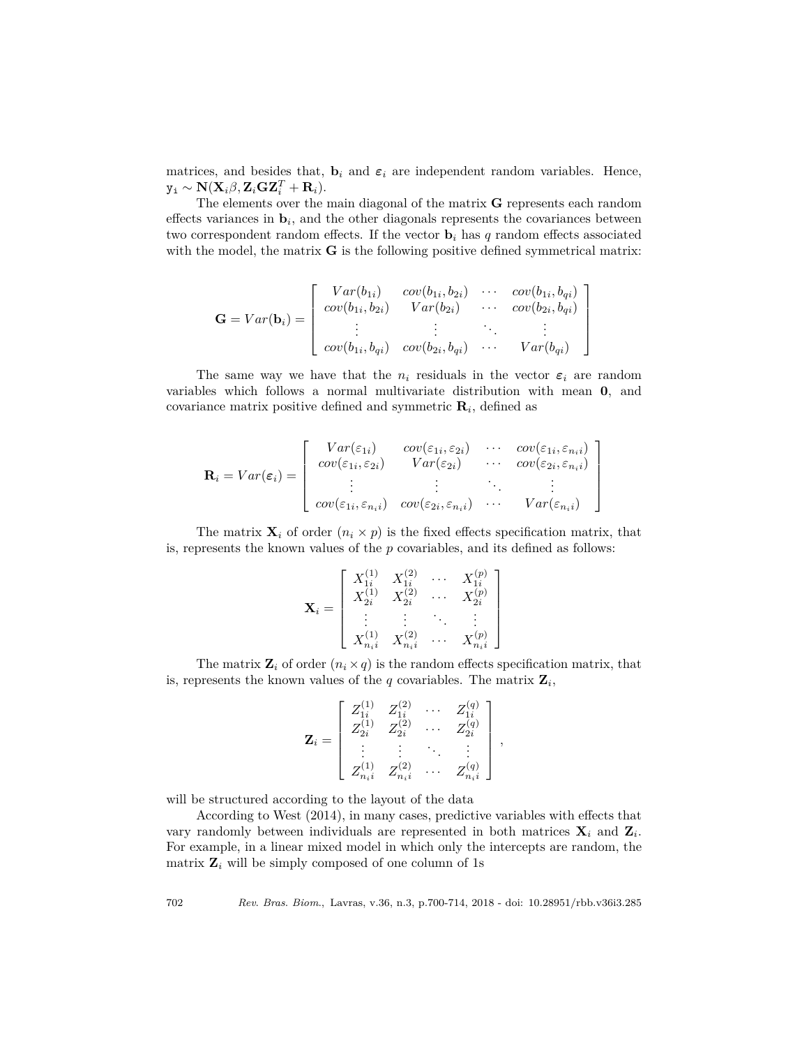matrices, and besides that, $\mathbf{b}_i$ and $\boldsymbol{\varepsilon}_i$ are independent random variables. Hence, $\mathtt{y_i} \sim \mathbf{N}(\mathbf{X}_i\beta, \mathbf{Z}_i\mathbf{G}\mathbf{Z}_i^T + \mathbf{R}_i)$.

The elements over the main diagonal of the matrix $\mathbf{G}$ represents each random effects variances in $\mathbf{b}_i$, and the other diagonals represents the covariances between two correspondent random effects. If the vector $\mathbf{b}_i$ has $q$ random effects associated with the model, the matrix $\mathbf{G}$ is the following positive defined symmetrical matrix:

$$\mathbf{G} = Var(\mathbf{b}_i) = \begin{bmatrix} Var(b_{1i}) & cov(b_{1i}, b_{2i}) & \cdots & cov(b_{1i}, b_{qi}) \\ cov(b_{1i}, b_{2i}) & Var(b_{2i}) & \cdots & cov(b_{2i}, b_{qi}) \\ \vdots & \vdots & \ddots & \vdots \\ cov(b_{1i}, b_{qi}) & cov(b_{2i}, b_{qi}) & \cdots & Var(b_{qi}) \end{bmatrix}$$

The same way we have that the $n_i$ residuals in the vector $\boldsymbol{\varepsilon}_i$ are random variables which follows a normal multivariate distribution with mean $\mathbf{0}$, and covariance matrix positive defined and symmetric $\mathbf{R}_i$, defined as

$$\mathbf{R}_i = Var(\boldsymbol{\varepsilon}_i) = \begin{bmatrix} Var(\varepsilon_{1i}) & cov(\varepsilon_{1i}, \varepsilon_{2i}) & \cdots & cov(\varepsilon_{1i}, \varepsilon_{n_i i}) \\ cov(\varepsilon_{1i}, \varepsilon_{2i}) & Var(\varepsilon_{2i}) & \cdots & cov(\varepsilon_{2i}, \varepsilon_{n_i i}) \\ \vdots & \vdots & \ddots & \vdots \\ cov(\varepsilon_{1i}, \varepsilon_{n_i i}) & cov(\varepsilon_{2i}, \varepsilon_{n_i i}) & \cdots & Var(\varepsilon_{n_i i}) \end{bmatrix}$$

The matrix $\mathbf{X}_i$ of order $(n_i \times p)$ is the fixed effects specification matrix, that is, represents the known values of the $p$ covariables, and its defined as follows:

$$\mathbf{X}_i = \begin{bmatrix} X_{1i}^{(1)} & X_{1i}^{(2)} & \cdots & X_{1i}^{(p)} \\ X_{2i}^{(1)} & X_{2i}^{(2)} & \cdots & X_{2i}^{(p)} \\ \vdots & \vdots & \ddots & \vdots \\ X_{n_i i}^{(1)} & X_{n_i i}^{(2)} & \cdots & X_{n_i i}^{(p)} \end{bmatrix}$$

The matrix $\mathbf{Z}_i$ of order $(n_i \times q)$ is the random effects specification matrix, that is, represents the known values of the $q$ covariables. The matrix $\mathbf{Z}_i$,

$$\mathbf{Z}_i = \begin{bmatrix} Z_{1i}^{(1)} & Z_{1i}^{(2)} & \cdots & Z_{1i}^{(q)} \\ Z_{2i}^{(1)} & Z_{2i}^{(2)} & \cdots & Z_{2i}^{(q)} \\ \vdots & \vdots & \ddots & \vdots \\ Z_{n_i i}^{(1)} & Z_{n_i i}^{(2)} & \cdots & Z_{n_i i}^{(q)} \end{bmatrix},$$

will be structured according to the layout of the data

According to West (2014), in many cases, predictive variables with effects that vary randomly between individuals are represented in both matrices $\mathbf{X}_i$ and $\mathbf{Z}_i$. For example, in a linear mixed model in which only the intercepts are random, the matrix $\mathbf{Z}_i$ will be simply composed of one column of 1s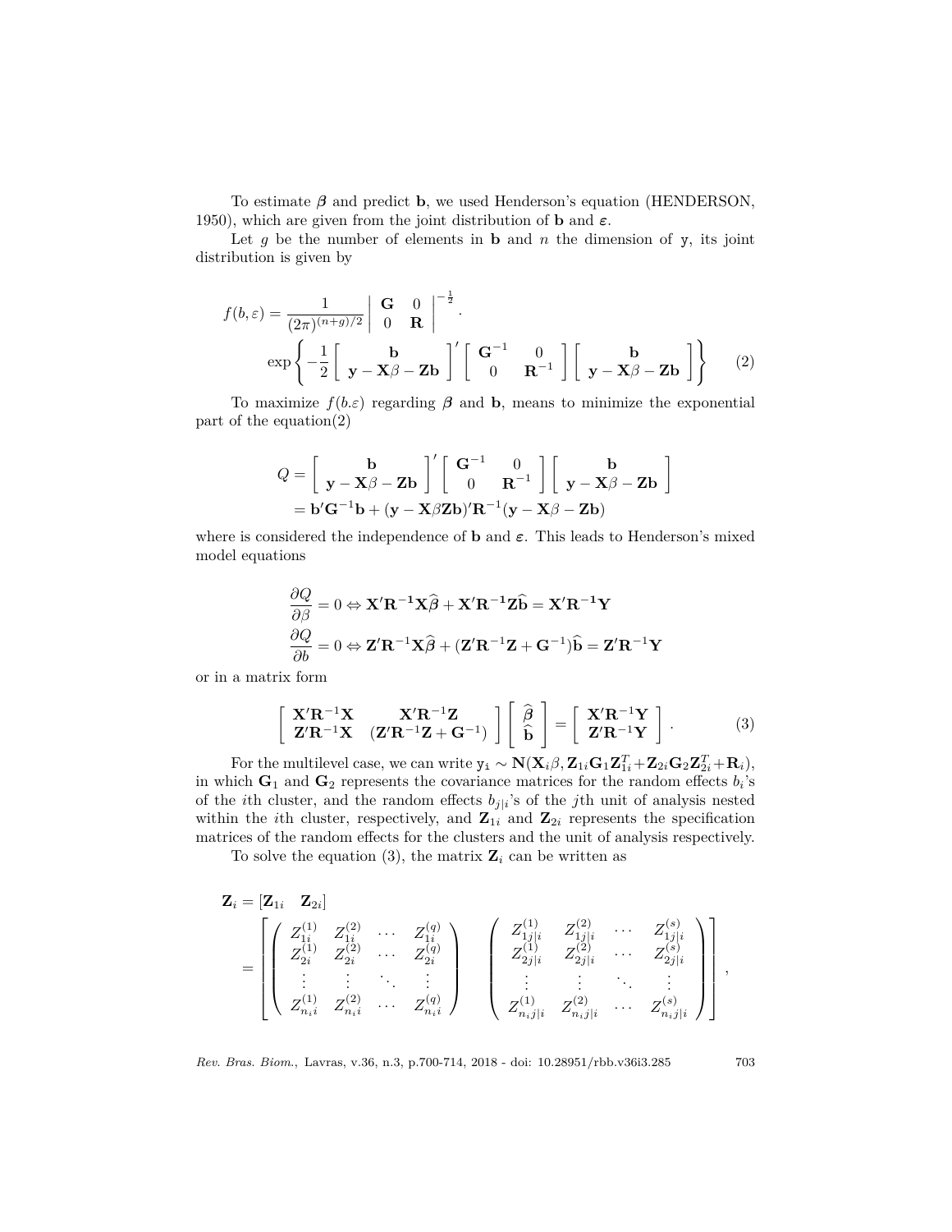To estimate $\boldsymbol{\beta}$ and predict $\mathbf{b}$, we used Henderson's equation (HENDERSON, 1950), which are given from the joint distribution of $\mathbf{b}$ and $\boldsymbol{\varepsilon}$.

Let $g$ be the number of elements in $\mathbf{b}$ and $n$ the dimension of y, its joint distribution is given by

$$f(b,\varepsilon) = \frac{1}{(2\pi)^{(n+g)/2}} \begin{vmatrix} \mathbf{G} & 0 \\ 0 & \mathbf{R} \end{vmatrix}^{-\frac{1}{2}} \cdot \exp\left\{ -\frac{1}{2} \begin{bmatrix} \mathbf{b} \\ \mathbf{y} - \mathbf{X}\beta - \mathbf{Z}\mathbf{b} \end{bmatrix}' \begin{bmatrix} \mathbf{G}^{-1} & 0 \\ 0 & \mathbf{R}^{-1} \end{bmatrix} \begin{bmatrix} \mathbf{b} \\ \mathbf{y} - \mathbf{X}\beta - \mathbf{Z}\mathbf{b} \end{bmatrix} \right\} \tag{2}$$

To maximize $f(b.\varepsilon)$ regarding $\boldsymbol{\beta}$ and $\mathbf{b}$, means to minimize the exponential part of the equation(2)

$$\begin{aligned} Q &= \begin{bmatrix} \mathbf{b} \\ \mathbf{y} - \mathbf{X}\beta - \mathbf{Z}\mathbf{b} \end{bmatrix}' \begin{bmatrix} \mathbf{G}^{-1} & 0 \\ 0 & \mathbf{R}^{-1} \end{bmatrix} \begin{bmatrix} \mathbf{b} \\ \mathbf{y} - \mathbf{X}\beta - \mathbf{Z}\mathbf{b} \end{bmatrix} \\ &= \mathbf{b}'\mathbf{G}^{-1}\mathbf{b} + (\mathbf{y} - \mathbf{X}\beta\mathbf{Z}\mathbf{b})'\mathbf{R}^{-1}(\mathbf{y} - \mathbf{X}\beta - \mathbf{Z}\mathbf{b}) \end{aligned}$$

where is considered the independence of $\mathbf{b}$ and $\boldsymbol{\varepsilon}$. This leads to Henderson's mixed model equations

$$\begin{aligned} \frac{\partial Q}{\partial \beta} = 0 &\Leftrightarrow \mathbf{X}'\mathbf{R}^{-1}\mathbf{X}\widehat{\boldsymbol{\beta}} + \mathbf{X}'\mathbf{R}^{-1}\mathbf{Z}\widehat{\mathbf{b}} = \mathbf{X}'\mathbf{R}^{-1}\mathbf{Y} \\ \frac{\partial Q}{\partial b} = 0 &\Leftrightarrow \mathbf{Z}'\mathbf{R}^{-1}\mathbf{X}\widehat{\boldsymbol{\beta}} + (\mathbf{Z}'\mathbf{R}^{-1}\mathbf{Z} + \mathbf{G}^{-1})\widehat{\mathbf{b}} = \mathbf{Z}'\mathbf{R}^{-1}\mathbf{Y} \end{aligned}$$

or in a matrix form

$$\begin{bmatrix} \mathbf{X}'\mathbf{R}^{-1}\mathbf{X} & \mathbf{X}'\mathbf{R}^{-1}\mathbf{Z} \\ \mathbf{Z}'\mathbf{R}^{-1}\mathbf{X} & (\mathbf{Z}'\mathbf{R}^{-1}\mathbf{Z} + \mathbf{G}^{-1}) \end{bmatrix} \begin{bmatrix} \widehat{\boldsymbol{\beta}} \\ \widehat{\mathbf{b}} \end{bmatrix} = \begin{bmatrix} \mathbf{X}'\mathbf{R}^{-1}\mathbf{Y} \\ \mathbf{Z}'\mathbf{R}^{-1}\mathbf{Y} \end{bmatrix}. \tag{3}$$

For the multilevel case, we can write $\mathtt{y_i} \sim \mathbf{N}(\mathbf{X}_i\beta, \mathbf{Z}_{1i}\mathbf{G}_1\mathbf{Z}_{1i}^T + \mathbf{Z}_{2i}\mathbf{G}_2\mathbf{Z}_{2i}^T + \mathbf{R}_i)$, in which $\mathbf{G}_1$ and $\mathbf{G}_2$ represents the covariance matrices for the random effects $b_i$'s of the $i$th cluster, and the random effects $b_{j|i}$'s of the $j$th unit of analysis nested within the $i$th cluster, respectively, and $\mathbf{Z}_{1i}$ and $\mathbf{Z}_{2i}$ represents the specification matrices of the random effects for the clusters and the unit of analysis respectively.

To solve the equation (3), the matrix $\mathbf{Z}_i$ can be written as

$$\begin{aligned} \mathbf{Z}_i &= [\mathbf{Z}_{1i} \quad \mathbf{Z}_{2i}] \\ &= \left[ \begin{pmatrix} Z_{1i}^{(1)} & Z_{1i}^{(2)} & \cdots & Z_{1i}^{(q)} \\ Z_{2i}^{(1)} & Z_{2i}^{(2)} & \cdots & Z_{2i}^{(q)} \\ \vdots & \vdots & \ddots & \vdots \\ Z_{n_i i}^{(1)} & Z_{n_i i}^{(2)} & \cdots & Z_{n_i i}^{(q)} \end{pmatrix} \quad \begin{pmatrix} Z_{1j|i}^{(1)} & Z_{1j|i}^{(2)} & \cdots & Z_{1j|i}^{(s)} \\ Z_{2j|i}^{(1)} & Z_{2j|i}^{(2)} & \cdots & Z_{2j|i}^{(s)} \\ \vdots & \vdots & \ddots & \vdots \\ Z_{n_i j|i}^{(1)} & Z_{n_i j|i}^{(2)} & \cdots & Z_{n_i j|i}^{(s)} \end{pmatrix} \right], \end{aligned}$$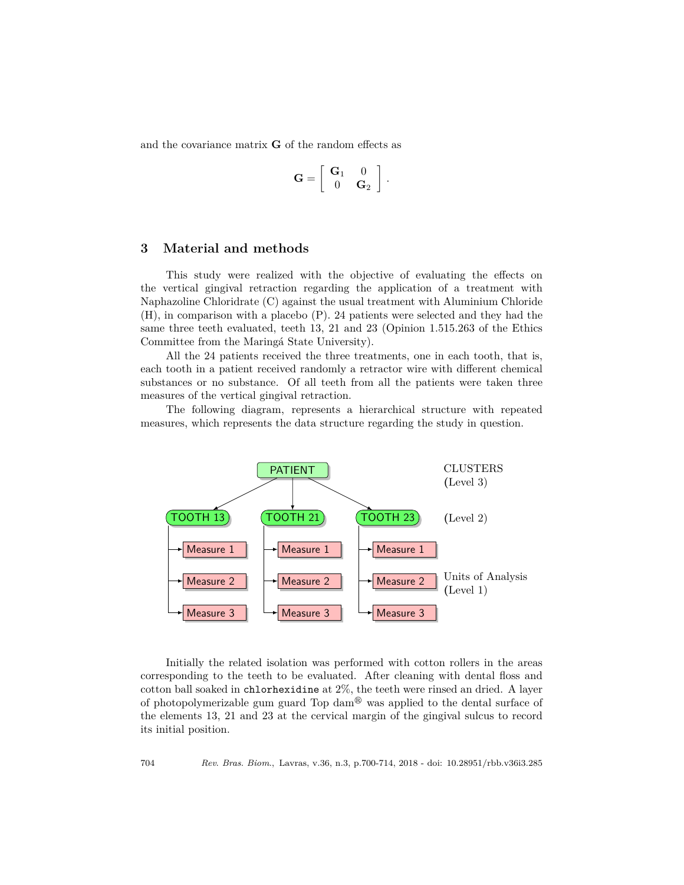and the covariance matrix $\mathbf{G}$ of the random effects as

$$\mathbf{G} = \begin{bmatrix} \mathbf{G}_1 & 0 \\ 0 & \mathbf{G}_2 \end{bmatrix}.$$

## 3 Material and methods

This study were realized with the objective of evaluating the effects on the vertical gingival retraction regarding the application of a treatment with Naphazoline Chloridrate (C) against the usual treatment with Aluminium Chloride (H), in comparison with a placebo (P). 24 patients were selected and they had the same three teeth evaluated, teeth 13, 21 and 23 (Opinion 1.515.263 of the Ethics Committee from the Maringá State University).

All the 24 patients received the three treatments, one in each tooth, that is, each tooth in a patient received randomly a retractor wire with different chemical substances or no substance. Of all teeth from all the patients were taken three measures of the vertical gingival retraction.

The following diagram, represents a hierarchical structure with repeated measures, which represents the data structure regarding the study in question.

PATIENT — CLUSTERS (Level 3)

TOOTH 13, TOOTH 21, TOOTH 23 — (Level 2)

Measure 1, Measure 2, Measure 3 (for each tooth) — Units of Analysis (Level 1)

Initially the related isolation was performed with cotton rollers in the areas corresponding to the teeth to be evaluated. After cleaning with dental floss and cotton ball soaked in `chlorhexidine` at 2%, the teeth were rinsed an dried. A layer of photopolymerizable gum guard Top dam® was applied to the dental surface of the elements 13, 21 and 23 at the cervical margin of the gingival sulcus to record its initial position.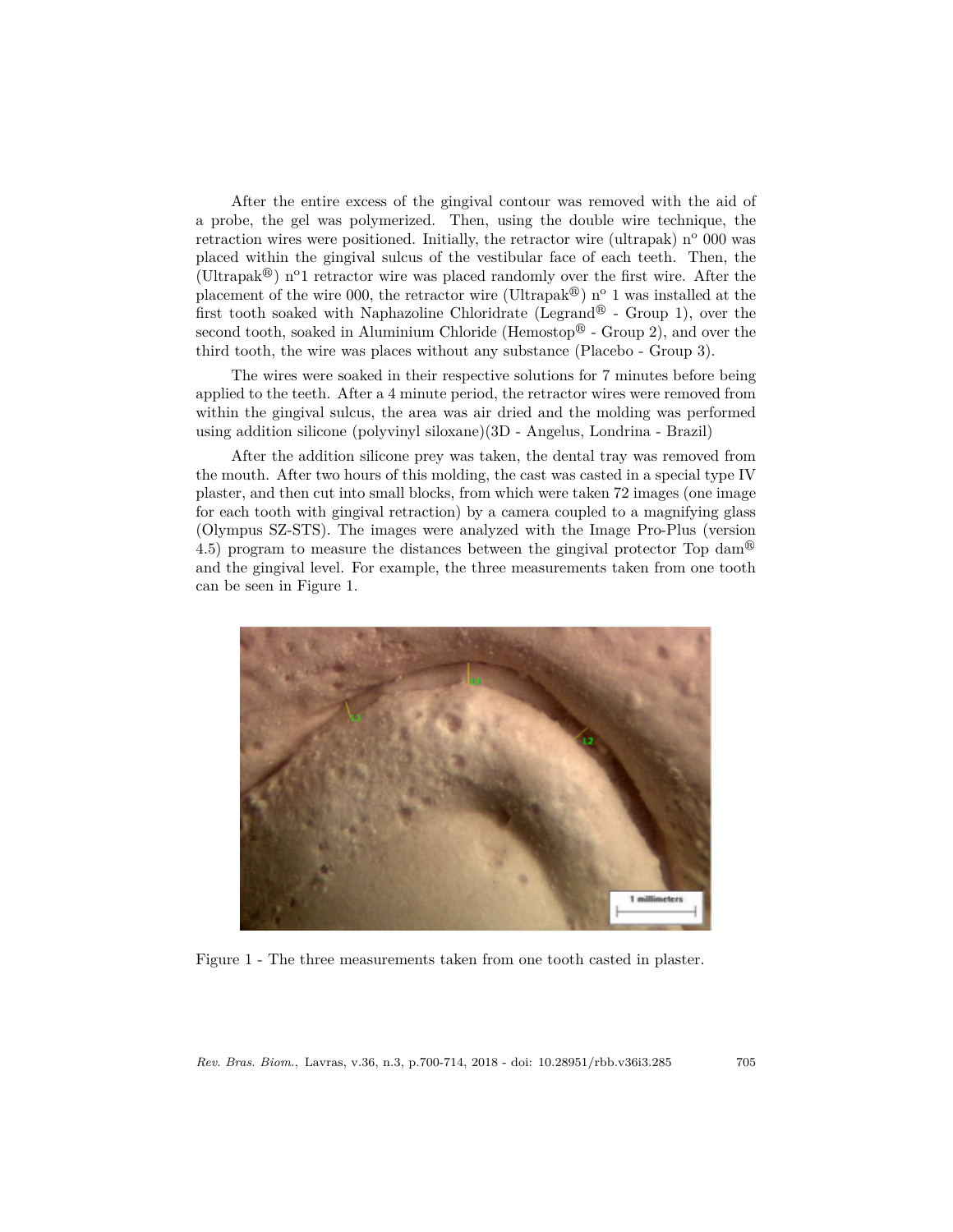After the entire excess of the gingival contour was removed with the aid of a probe, the gel was polymerized. Then, using the double wire technique, the retraction wires were positioned. Initially, the retractor wire (ultrapak) nº 000 was placed within the gingival sulcus of the vestibular face of each teeth. Then, the (Ultrapak®) nº1 retractor wire was placed randomly over the first wire. After the placement of the wire 000, the retractor wire (Ultrapak®) nº 1 was installed at the first tooth soaked with Naphazoline Chloridrate (Legrand® - Group 1), over the second tooth, soaked in Aluminium Chloride (Hemostop® - Group 2), and over the third tooth, the wire was places without any substance (Placebo - Group 3).

The wires were soaked in their respective solutions for 7 minutes before being applied to the teeth. After a 4 minute period, the retractor wires were removed from within the gingival sulcus, the area was air dried and the molding was performed using addition silicone (polyvinyl siloxane)(3D - Angelus, Londrina - Brazil)

After the addition silicone prey was taken, the dental tray was removed from the mouth. After two hours of this molding, the cast was casted in a special type IV plaster, and then cut into small blocks, from which were taken 72 images (one image for each tooth with gingival retraction) by a camera coupled to a magnifying glass (Olympus SZ-STS). The images were analyzed with the Image Pro-Plus (version 4.5) program to measure the distances between the gingival protector Top dam® and the gingival level. For example, the three measurements taken from one tooth can be seen in Figure 1.

Figure 1 - The three measurements taken from one tooth casted in plaster.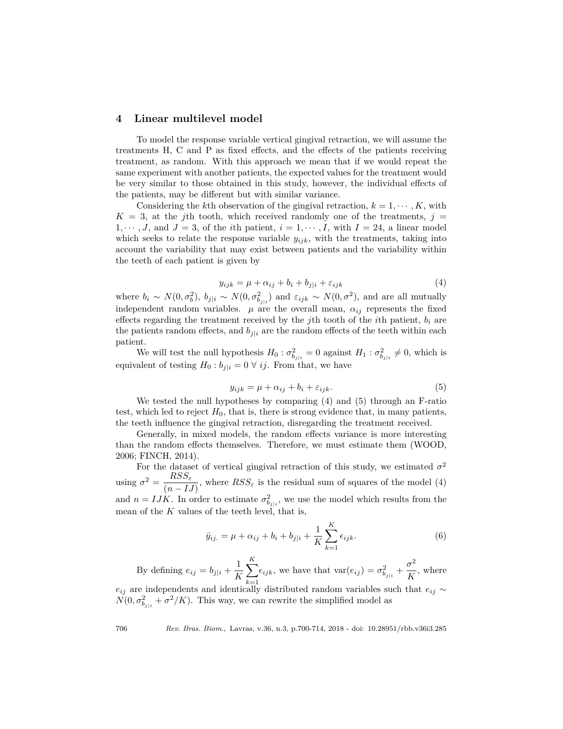## 4 Linear multilevel model

To model the response variable vertical gingival retraction, we will assume the treatments H, C and P as fixed effects, and the effects of the patients receiving treatment, as random. With this approach we mean that if we would repeat the same experiment with another patients, the expected values for the treatment would be very similar to those obtained in this study, however, the individual effects of the patients, may be different but with similar variance.

Considering the $k$th observation of the gingival retraction, $k = 1, \cdots, K$, with $K = 3$, at the $j$th tooth, which received randomly one of the treatments, $j = 1, \cdots, J$, and $J = 3$, of the $i$th patient, $i = 1, \cdots, I$, with $I = 24$, a linear model which seeks to relate the response variable $y_{ijk}$, with the treatments, taking into account the variability that may exist between patients and the variability within the teeth of each patient is given by

$$y_{ijk} = \mu + \alpha_{ij} + b_i + b_{j|i} + \varepsilon_{ijk} \tag{4}$$

where $b_i \sim N(0, \sigma_b^2)$, $b_{j|i} \sim N(0, \sigma_{b_{j|i}}^2)$ and $\varepsilon_{ijk} \sim N(0, \sigma^2)$, and are all mutually independent random variables. $\mu$ are the overall mean, $\alpha_{ij}$ represents the fixed effects regarding the treatment received by the $j$th tooth of the $i$th patient, $b_i$ are the patients random effects, and $b_{j|i}$ are the random effects of the teeth within each patient.

We will test the null hypothesis $H_0 : \sigma_{b_{j|i}}^2 = 0$ against $H_1 : \sigma_{b_{j|i}}^2 \neq 0$, which is equivalent of testing $H_0 : b_{j|i} = 0 \ \forall \ ij$. From that, we have

$$y_{ijk} = \mu + \alpha_{ij} + b_i + \varepsilon_{ijk}. \tag{5}$$

We tested the null hypotheses by comparing (4) and (5) through an F-ratio test, which led to reject $H_0$, that is, there is strong evidence that, in many patients, the teeth influence the gingival retraction, disregarding the treatment received.

Generally, in mixed models, the random effects variance is more interesting than the random effects themselves. Therefore, we must estimate them (WOOD, 2006; FINCH, 2014).

For the dataset of vertical gingival retraction of this study, we estimated $\sigma^2$ using $\sigma^2 = \dfrac{RSS_\varepsilon}{(n - IJ)}$, where $RSS_\varepsilon$ is the residual sum of squares of the model (4) and $n = IJK$. In order to estimate $\sigma_{b_{j|i}}^2$, we use the model which results from the mean of the $K$ values of the teeth level, that is,

$$\bar{y}_{ij.} = \mu + \alpha_{ij} + b_i + b_{j|i} + \frac{1}{K} \sum_{k=1}^{K} \epsilon_{ijk}. \tag{6}$$

By defining $e_{ij} = b_{j|i} + \dfrac{1}{K} \displaystyle\sum_{k=1}^{K} \epsilon_{ijk}$, we have that $\text{var}(e_{ij}) = \sigma_{b_{j|i}}^2 + \dfrac{\sigma^2}{K}$, where $e_{ij}$ are independents and identically distributed random variables such that $e_{ij} \sim N(0, \sigma_{b_{j|i}}^2 + \sigma^2/K)$. This way, we can rewrite the simplified model as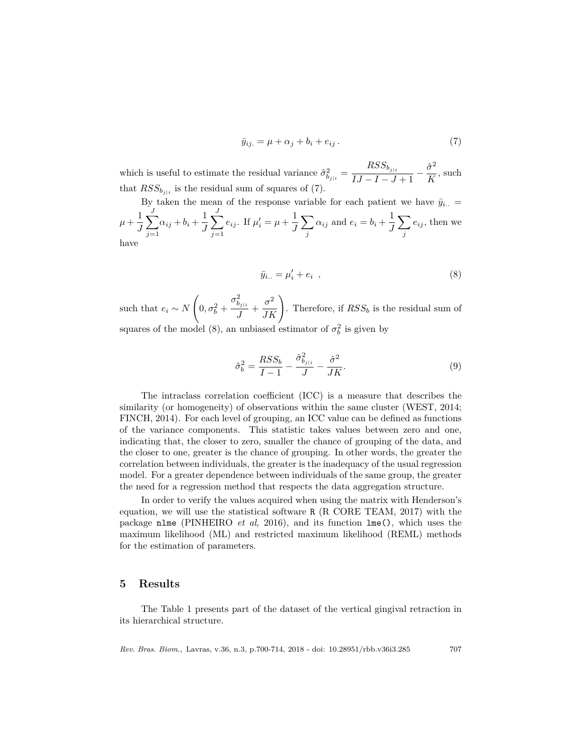$$\bar{y}_{ij.} = \mu + \alpha_j + b_i + e_{ij}\,. \tag{7}$$

which is useful to estimate the residual variance $\hat{\sigma}^2_{b_{j|i}} = \dfrac{RSS_{b_{j|i}}}{IJ - I - J + 1} - \dfrac{\hat{\sigma}^2}{K}$, such that $RSS_{b_{j|i}}$ is the residual sum of squares of (7).

By taken the mean of the response variable for each patient we have $\bar{y}_{i..} = \mu + \dfrac{1}{J}\displaystyle\sum_{j=1}^{J}\alpha_{ij} + b_i + \dfrac{1}{J}\displaystyle\sum_{j=1}^{J} e_{ij}$. If $\mu_i' = \mu + \dfrac{1}{J}\displaystyle\sum_j \alpha_{ij}$ and $e_i = b_i + \dfrac{1}{J}\displaystyle\sum_j e_{ij}$, then we have

$$\bar{y}_{i..} = \mu_i' + e_i \ \ , \tag{8}$$

such that $e_i \sim N\left(0, \sigma^2_b + \dfrac{\sigma^2_{b_{j|i}}}{J} + \dfrac{\sigma^2}{JK}\right)$. Therefore, if $RSS_b$ is the residual sum of squares of the model (8), an unbiased estimator of $\sigma^2_b$ is given by

$$\hat{\sigma}^2_b = \frac{RSS_b}{I-1} - \frac{\hat{\sigma}^2_{b_{j|i}}}{J} - \frac{\hat{\sigma}^2}{JK}. \tag{9}$$

The intraclass correlation coefficient (ICC) is a measure that describes the similarity (or homogeneity) of observations within the same cluster (WEST, 2014; FINCH, 2014). For each level of grouping, an ICC value can be defined as functions of the variance components. This statistic takes values between zero and one, indicating that, the closer to zero, smaller the chance of grouping of the data, and the closer to one, greater is the chance of grouping. In other words, the greater the correlation between individuals, the greater is the inadequacy of the usual regression model. For a greater dependence between individuals of the same group, the greater the need for a regression method that respects the data aggregation structure.

In order to verify the values acquired when using the matrix with Henderson's equation, we will use the statistical software R (R CORE TEAM, 2017) with the package `nlme` (PINHEIRO *et al*, 2016), and its function `lme()`, which uses the maximum likelihood (ML) and restricted maximum likelihood (REML) methods for the estimation of parameters.

## 5 Results

The Table 1 presents part of the dataset of the vertical gingival retraction in its hierarchical structure.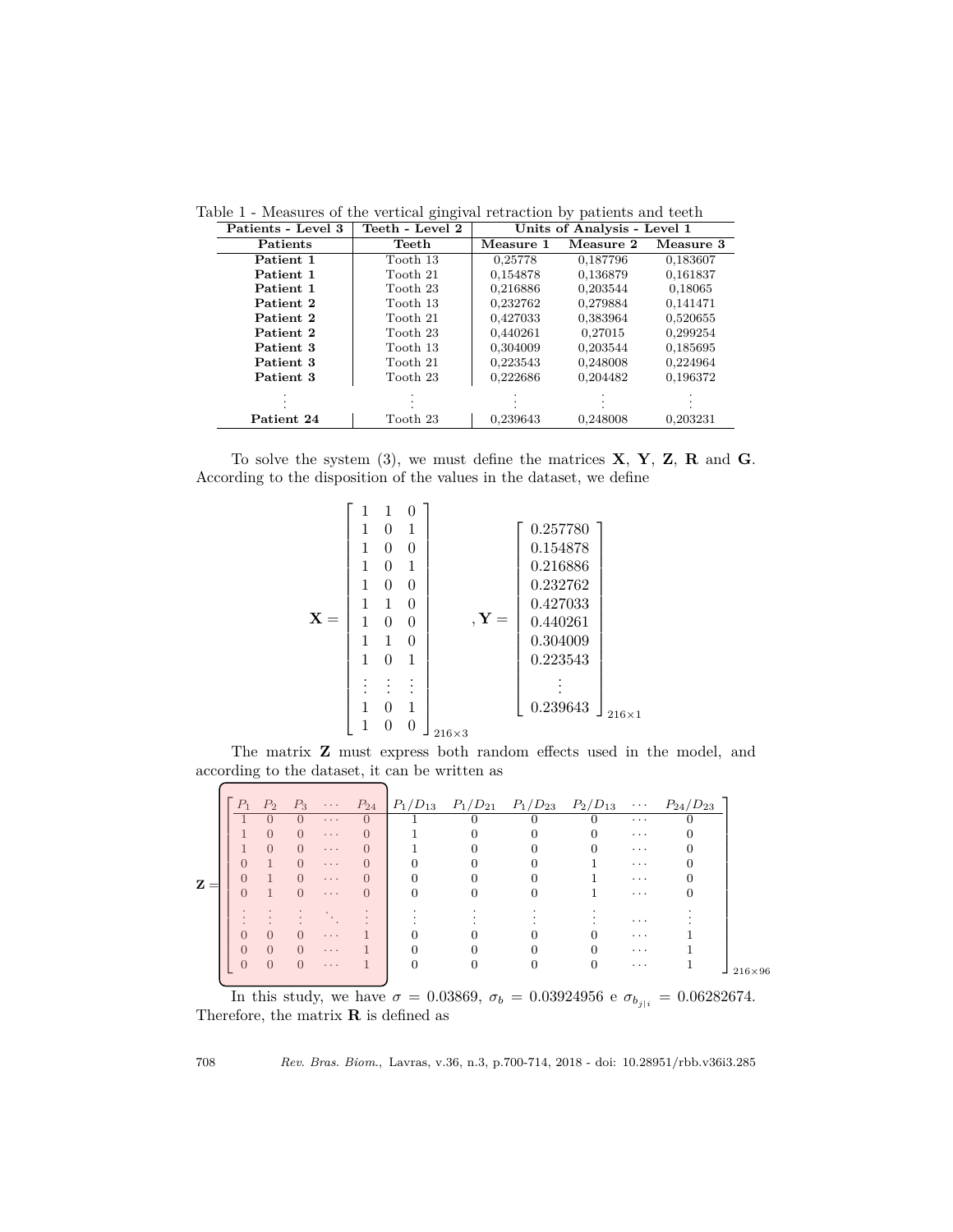Table 1 - Measures of the vertical gingival retraction by patients and teeth

| Patients - Level 3 | Teeth - Level 2 | Units of Analysis - Level 1 | | |
|---|---|---|---|---|
| **Patients** | **Teeth** | **Measure 1** | **Measure 2** | **Measure 3** |
| **Patient 1** | Tooth 13 | 0,25778 | 0,187796 | 0,183607 |
| **Patient 1** | Tooth 21 | 0,154878 | 0,136879 | 0,161837 |
| **Patient 1** | Tooth 23 | 0,216886 | 0,203544 | 0,18065 |
| **Patient 2** | Tooth 13 | 0,232762 | 0,279884 | 0,141471 |
| **Patient 2** | Tooth 21 | 0,427033 | 0,383964 | 0,520655 |
| **Patient 2** | Tooth 23 | 0,440261 | 0,27015 | 0,299254 |
| **Patient 3** | Tooth 13 | 0,304009 | 0,203544 | 0,185695 |
| **Patient 3** | Tooth 21 | 0,223543 | 0,248008 | 0,224964 |
| **Patient 3** | Tooth 23 | 0,222686 | 0,204482 | 0,196372 |
| ⋮ | ⋮ | ⋮ | ⋮ | ⋮ |
| **Patient 24** | Tooth 23 | 0,239643 | 0,248008 | 0,203231 |

To solve the system (3), we must define the matrices $\mathbf{X}$, $\mathbf{Y}$, $\mathbf{Z}$, $\mathbf{R}$ and $\mathbf{G}$. According to the disposition of the values in the dataset, we define

$$\mathbf{X} = \begin{bmatrix} 1 & 1 & 0 \\ 1 & 0 & 1 \\ 1 & 0 & 0 \\ 1 & 0 & 1 \\ 1 & 0 & 0 \\ 1 & 1 & 0 \\ 1 & 0 & 0 \\ 1 & 1 & 0 \\ 1 & 0 & 1 \\ \vdots & \vdots & \vdots \\ 1 & 0 & 1 \\ 1 & 0 & 0 \end{bmatrix}_{216\times 3} , \mathbf{Y} = \begin{bmatrix} 0.257780 \\ 0.154878 \\ 0.216886 \\ 0.232762 \\ 0.427033 \\ 0.440261 \\ 0.304009 \\ 0.223543 \\ \vdots \\ 0.239643 \end{bmatrix}_{216\times 1}$$

The matrix $\mathbf{Z}$ must express both random effects used in the model, and according to the dataset, it can be written as

$$\mathbf{Z} = \left[\begin{array}{ccccc|cccccc} P_1 & P_2 & P_3 & \cdots & P_{24} & P_1/D_{13} & P_1/D_{21} & P_1/D_{23} & P_2/D_{13} & \cdots & P_{24}/D_{23} \\ \hline 1 & 0 & 0 & \cdots & 0 & 1 & 0 & 0 & 0 & \cdots & 0 \\ 1 & 0 & 0 & \cdots & 0 & 1 & 0 & 0 & 0 & \cdots & 0 \\ 1 & 0 & 0 & \cdots & 0 & 1 & 0 & 0 & 0 & \cdots & 0 \\ 0 & 1 & 0 & \cdots & 0 & 0 & 0 & 0 & 1 & \cdots & 0 \\ 0 & 1 & 0 & \cdots & 0 & 0 & 0 & 0 & 1 & \cdots & 0 \\ 0 & 1 & 0 & \cdots & 0 & 0 & 0 & 0 & 1 & \cdots & 0 \\ \vdots & \vdots & \vdots & \ddots & \vdots & \vdots & \vdots & \vdots & \vdots & \cdots & \vdots \\ 0 & 0 & 0 & \cdots & 1 & 0 & 0 & 0 & 0 & \cdots & 1 \\ 0 & 0 & 0 & \cdots & 1 & 0 & 0 & 0 & 0 & \cdots & 1 \\ 0 & 0 & 0 & \cdots & 1 & 0 & 0 & 0 & 0 & \cdots & 1 \end{array}\right]_{216\times 96}$$

In this study, we have $\sigma = 0.03869$, $\sigma_b = 0.03924956$ e $\sigma_{b_{j|i}} = 0.06282674$. Therefore, the matrix $\mathbf{R}$ is defined as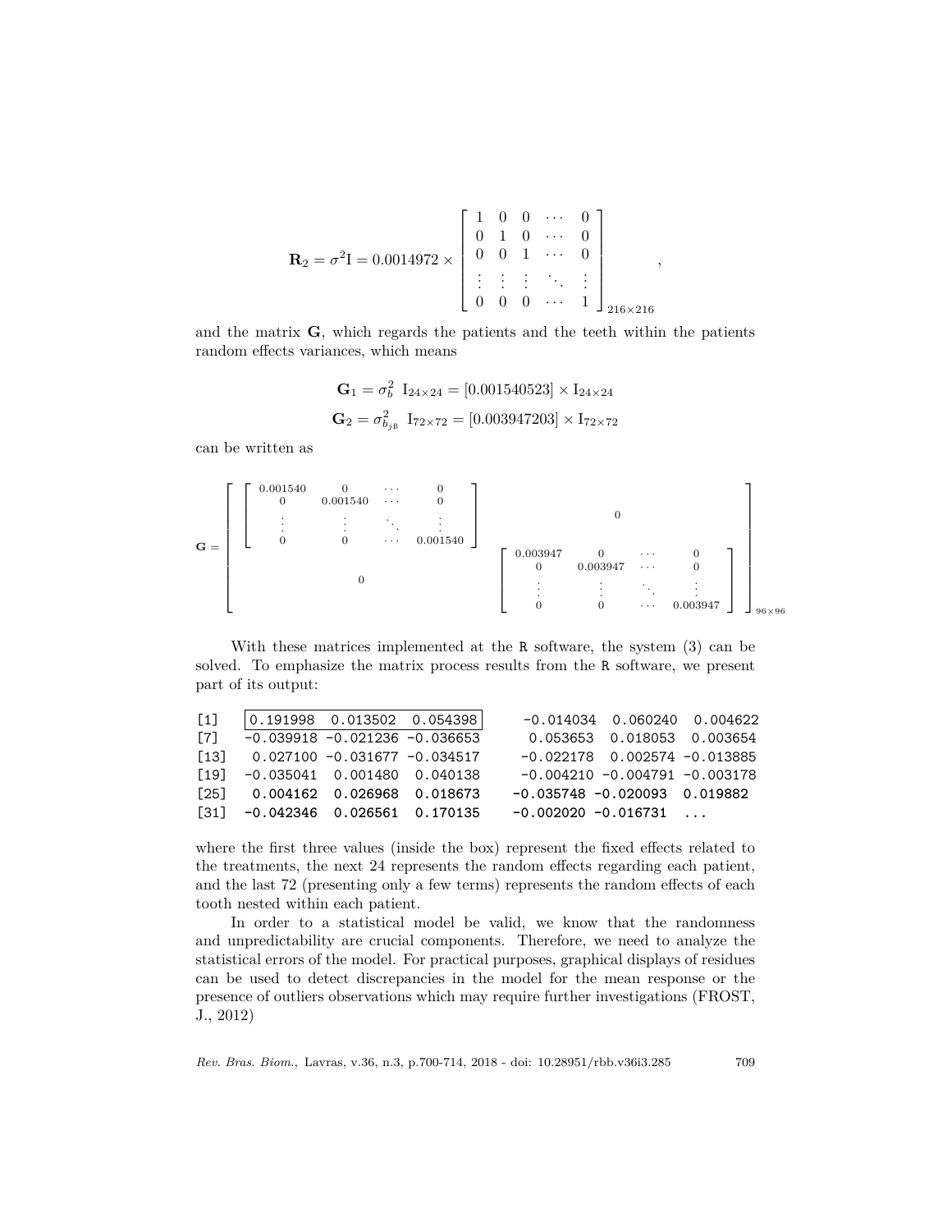$$\mathbf{R}_2 = \sigma^2 \mathrm{I} = 0.0014972 \times \begin{bmatrix} 1 & 0 & 0 & \cdots & 0 \\ 0 & 1 & 0 & \cdots & 0 \\ 0 & 0 & 1 & \cdots & 0 \\ \vdots & \vdots & \vdots & \ddots & \vdots \\ 0 & 0 & 0 & \cdots & 1 \end{bmatrix}_{216 \times 216},$$

and the matrix $\mathbf{G}$, which regards the patients and the teeth within the patients random effects variances, which means

$$\mathbf{G}_1 = \sigma_b^2 \ \mathrm{I}_{24\times 24} = [0.001540523] \times \mathrm{I}_{24\times 24}$$

$$\mathbf{G}_2 = \sigma_{b_{j\beta}}^2 \ \mathrm{I}_{72\times 72} = [0.003947203] \times \mathrm{I}_{72\times 72}$$

can be written as

$$\mathbf{G} = \begin{bmatrix} \begin{bmatrix} 0.001540 & 0 & \cdots & 0 \\ 0 & 0.001540 & \cdots & 0 \\ \vdots & \vdots & \ddots & \vdots \\ 0 & 0 & \cdots & 0.001540 \end{bmatrix} & 0 \\ 0 & \begin{bmatrix} 0.003947 & 0 & \cdots & 0 \\ 0 & 0.003947 & \cdots & 0 \\ \vdots & \vdots & \ddots & \vdots \\ 0 & 0 & \cdots & 0.003947 \end{bmatrix} \end{bmatrix}_{96\times 96}$$

With these matrices implemented at the R software, the system (3) can be solved. To emphasize the matrix process results from the R software, we present part of its output:

```
[1]   0.191998  0.013502  0.054398    -0.014034  0.060240  0.004622
[7]  -0.039918 -0.021236 -0.036653     0.053653  0.018053  0.003654
[13]  0.027100 -0.031677 -0.034517    -0.022178  0.002574 -0.013885
[19] -0.035041  0.001480  0.040138    -0.004210 -0.004791 -0.003178
[25]  0.004162  0.026968  0.018673    -0.035748 -0.020093  0.019882
[31] -0.042346  0.026561  0.170135    -0.002020 -0.016731  ...
```

where the first three values (inside the box) represent the fixed effects related to the treatments, the next 24 represents the random effects regarding each patient, and the last 72 (presenting only a few terms) represents the random effects of each tooth nested within each patient.

In order to a statistical model be valid, we know that the randomness and unpredictability are crucial components. Therefore, we need to analyze the statistical errors of the model. For practical purposes, graphical displays of residues can be used to detect discrepancies in the model for the mean response or the presence of outliers observations which may require further investigations (FROST, J., 2012)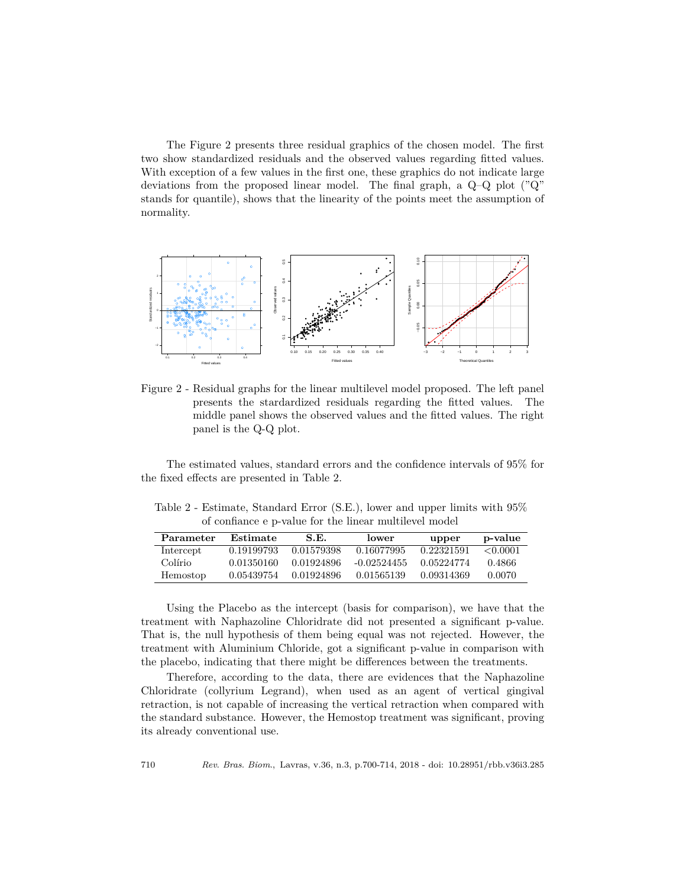The Figure 2 presents three residual graphics of the chosen model. The first two show standardized residuals and the observed values regarding fitted values. With exception of a few values in the first one, these graphics do not indicate large deviations from the proposed linear model. The final graph, a Q–Q plot ("Q" stands for quantile), shows that the linearity of the points meet the assumption of normality.

Figure 2 - Residual graphs for the linear multilevel model proposed. The left panel presents the stardardized residuals regarding the fitted values. The middle panel shows the observed values and the fitted values. The right panel is the Q-Q plot.

The estimated values, standard errors and the confidence intervals of 95% for the fixed effects are presented in Table 2.

Table 2 - Estimate, Standard Error (S.E.), lower and upper limits with 95% of confiance e p-value for the linear multilevel model

| Parameter | Estimate | S.E. | lower | upper | p-value |
|---|---|---|---|---|---|
| Intercept | 0.19199793 | 0.01579398 | 0.16077995 | 0.22321591 | <0.0001 |
| Colírio | 0.01350160 | 0.01924896 | -0.02524455 | 0.05224774 | 0.4866 |
| Hemostop | 0.05439754 | 0.01924896 | 0.01565139 | 0.09314369 | 0.0070 |

Using the Placebo as the intercept (basis for comparison), we have that the treatment with Naphazoline Chloridrate did not presented a significant p-value. That is, the null hypothesis of them being equal was not rejected. However, the treatment with Aluminium Chloride, got a significant p-value in comparison with the placebo, indicating that there might be differences between the treatments.

Therefore, according to the data, there are evidences that the Naphazoline Chloridrate (collyrium Legrand), when used as an agent of vertical gingival retraction, is not capable of increasing the vertical retraction when compared with the standard substance. However, the Hemostop treatment was significant, proving its already conventional use.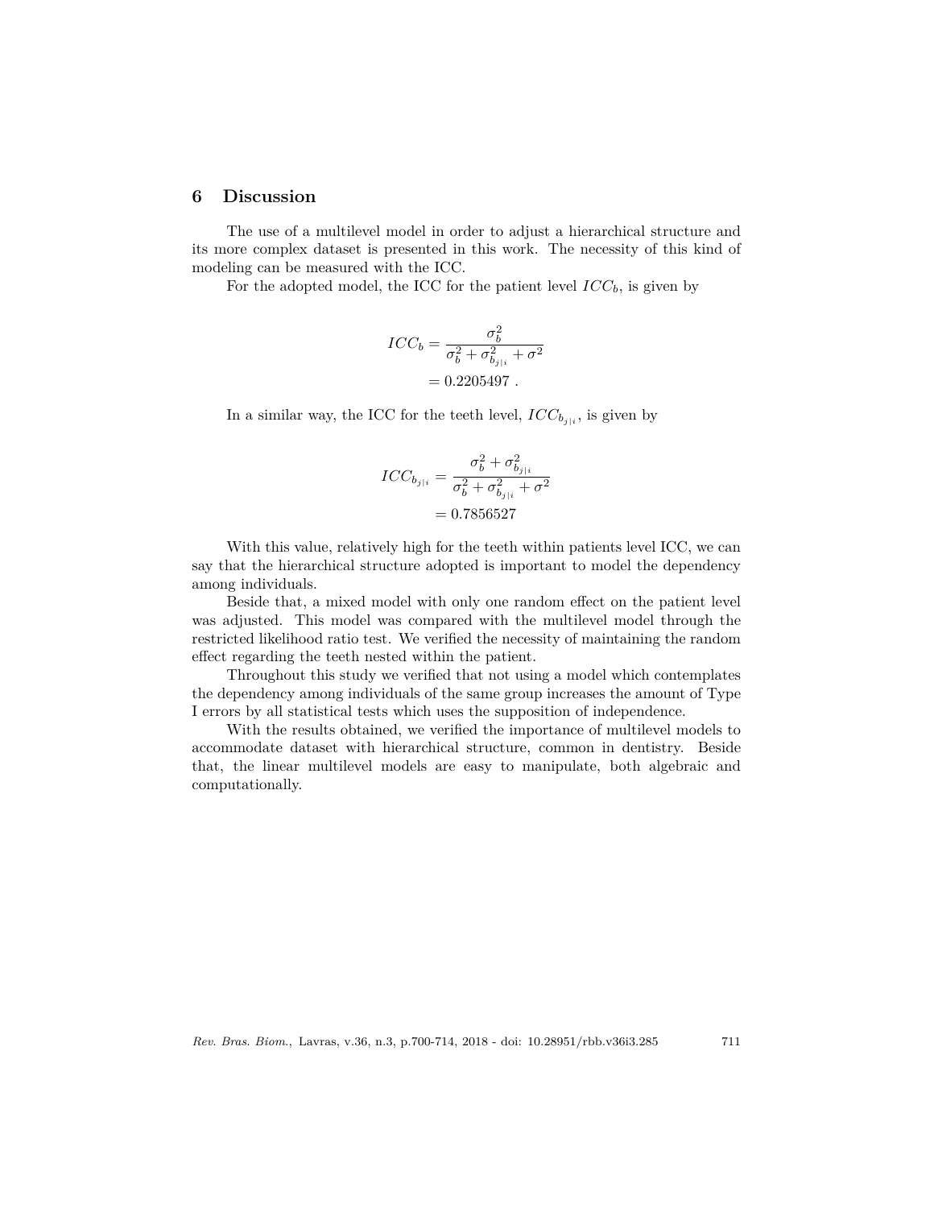## 6 Discussion

The use of a multilevel model in order to adjust a hierarchical structure and its more complex dataset is presented in this work. The necessity of this kind of modeling can be measured with the ICC.

For the adopted model, the ICC for the patient level $ICC_b$, is given by

$$
\begin{aligned}
ICC_b &= \frac{\sigma_b^2}{\sigma_b^2 + \sigma_{b_{j|i}}^2 + \sigma^2} \\
&= 0.2205497 \ .
\end{aligned}
$$

In a similar way, the ICC for the teeth level, $ICC_{b_{j|i}}$, is given by

$$
\begin{aligned}
ICC_{b_{j|i}} &= \frac{\sigma_b^2 + \sigma_{b_{j|i}}^2}{\sigma_b^2 + \sigma_{b_{j|i}}^2 + \sigma^2} \\
&= 0.7856527
\end{aligned}
$$

With this value, relatively high for the teeth within patients level ICC, we can say that the hierarchical structure adopted is important to model the dependency among individuals.

Beside that, a mixed model with only one random effect on the patient level was adjusted. This model was compared with the multilevel model through the restricted likelihood ratio test. We verified the necessity of maintaining the random effect regarding the teeth nested within the patient.

Throughout this study we verified that not using a model which contemplates the dependency among individuals of the same group increases the amount of Type I errors by all statistical tests which uses the supposition of independence.

With the results obtained, we verified the importance of multilevel models to accommodate dataset with hierarchical structure, common in dentistry. Beside that, the linear multilevel models are easy to manipulate, both algebraic and computationally.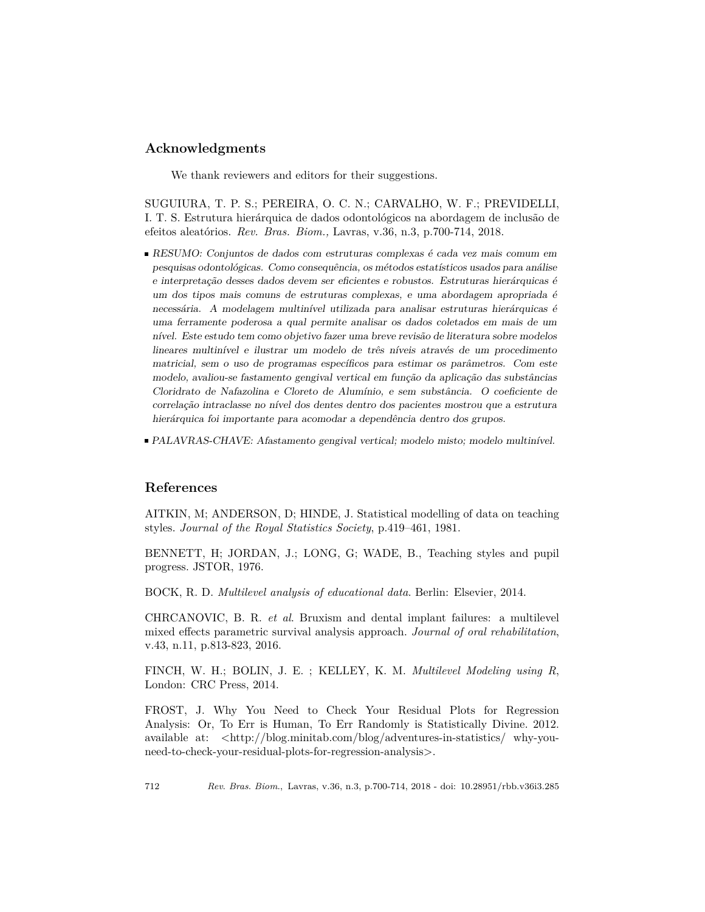## Acknowledgments

We thank reviewers and editors for their suggestions.

SUGUIURA, T. P. S.; PEREIRA, O. C. N.; CARVALHO, W. F.; PREVIDELLI, I. T. S. Estrutura hierárquica de dados odontológicos na abordagem de inclusão de efeitos aleatórios. *Rev. Bras. Biom.,* Lavras, v.36, n.3, p.700-714, 2018.

- *RESUMO: Conjuntos de dados com estruturas complexas é cada vez mais comum em pesquisas odontológicas. Como consequência, os métodos estatísticos usados para análise e interpretação desses dados devem ser eficientes e robustos. Estruturas hierárquicas é um dos tipos mais comuns de estruturas complexas, e uma abordagem apropriada é necessária. A modelagem multinível utilizada para analisar estruturas hierárquicas é uma ferramente poderosa a qual permite analisar os dados coletados em mais de um nível. Este estudo tem como objetivo fazer uma breve revisão de literatura sobre modelos lineares multinível e ilustrar um modelo de três níveis através de um procedimento matricial, sem o uso de programas específicos para estimar os parâmetros. Com este modelo, avaliou-se fastamento gengival vertical em função da aplicação das substâncias Cloridrato de Nafazolina e Cloreto de Alumínio, e sem substância. O coeficiente de correlação intraclasse no nível dos dentes dentro dos pacientes mostrou que a estrutura hierárquica foi importante para acomodar a dependência dentro dos grupos.*
- *PALAVRAS-CHAVE: Afastamento gengival vertical; modelo misto; modelo multinível.*

## References

AITKIN, M; ANDERSON, D; HINDE, J. Statistical modelling of data on teaching styles. *Journal of the Royal Statistics Society*, p.419–461, 1981.

BENNETT, H; JORDAN, J.; LONG, G; WADE, B., Teaching styles and pupil progress. JSTOR, 1976.

BOCK, R. D. *Multilevel analysis of educational data*. Berlin: Elsevier, 2014.

CHRCANOVIC, B. R. *et al*. Bruxism and dental implant failures: a multilevel mixed effects parametric survival analysis approach. *Journal of oral rehabilitation*, v.43, n.11, p.813-823, 2016.

FINCH, W. H.; BOLIN, J. E. ; KELLEY, K. M. *Multilevel Modeling using R*, London: CRC Press, 2014.

FROST, J. Why You Need to Check Your Residual Plots for Regression Analysis: Or, To Err is Human, To Err Randomly is Statistically Divine. 2012. available at: <http://blog.minitab.com/blog/adventures-in-statistics/ why-you-need-to-check-your-residual-plots-for-regression-analysis>.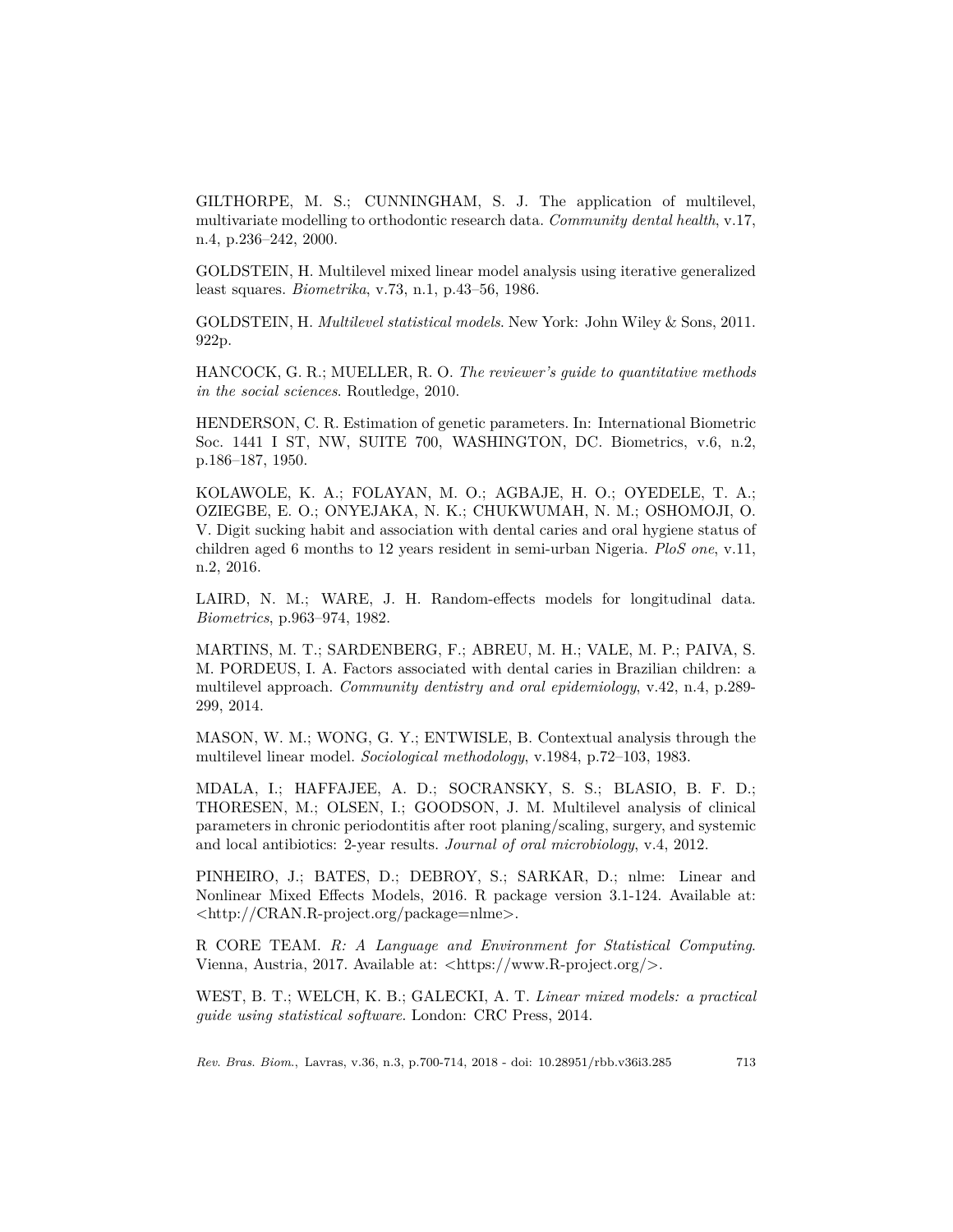GILTHORPE, M. S.; CUNNINGHAM, S. J. The application of multilevel, multivariate modelling to orthodontic research data. *Community dental health*, v.17, n.4, p.236–242, 2000.

GOLDSTEIN, H. Multilevel mixed linear model analysis using iterative generalized least squares. *Biometrika*, v.73, n.1, p.43–56, 1986.

GOLDSTEIN, H. *Multilevel statistical models*. New York: John Wiley & Sons, 2011. 922p.

HANCOCK, G. R.; MUELLER, R. O. *The reviewer's guide to quantitative methods in the social sciences*. Routledge, 2010.

HENDERSON, C. R. Estimation of genetic parameters. In: International Biometric Soc. 1441 I ST, NW, SUITE 700, WASHINGTON, DC. Biometrics, v.6, n.2, p.186–187, 1950.

KOLAWOLE, K. A.; FOLAYAN, M. O.; AGBAJE, H. O.; OYEDELE, T. A.; OZIEGBE, E. O.; ONYEJAKA, N. K.; CHUKWUMAH, N. M.; OSHOMOJI, O. V. Digit sucking habit and association with dental caries and oral hygiene status of children aged 6 months to 12 years resident in semi-urban Nigeria. *PloS one*, v.11, n.2, 2016.

LAIRD, N. M.; WARE, J. H. Random-effects models for longitudinal data. *Biometrics*, p.963–974, 1982.

MARTINS, M. T.; SARDENBERG, F.; ABREU, M. H.; VALE, M. P.; PAIVA, S. M. PORDEUS, I. A. Factors associated with dental caries in Brazilian children: a multilevel approach. *Community dentistry and oral epidemiology*, v.42, n.4, p.289-299, 2014.

MASON, W. M.; WONG, G. Y.; ENTWISLE, B. Contextual analysis through the multilevel linear model. *Sociological methodology*, v.1984, p.72–103, 1983.

MDALA, I.; HAFFAJEE, A. D.; SOCRANSKY, S. S.; BLASIO, B. F. D.; THORESEN, M.; OLSEN, I.; GOODSON, J. M. Multilevel analysis of clinical parameters in chronic periodontitis after root planing/scaling, surgery, and systemic and local antibiotics: 2-year results. *Journal of oral microbiology*, v.4, 2012.

PINHEIRO, J.; BATES, D.; DEBROY, S.; SARKAR, D.; nlme: Linear and Nonlinear Mixed Effects Models, 2016. R package version 3.1-124. Available at: <http://CRAN.R-project.org/package=nlme>.

R CORE TEAM. *R: A Language and Environment for Statistical Computing*. Vienna, Austria, 2017. Available at: <https://www.R-project.org/>.

WEST, B. T.; WELCH, K. B.; GALECKI, A. T. *Linear mixed models: a practical guide using statistical software*. London: CRC Press, 2014.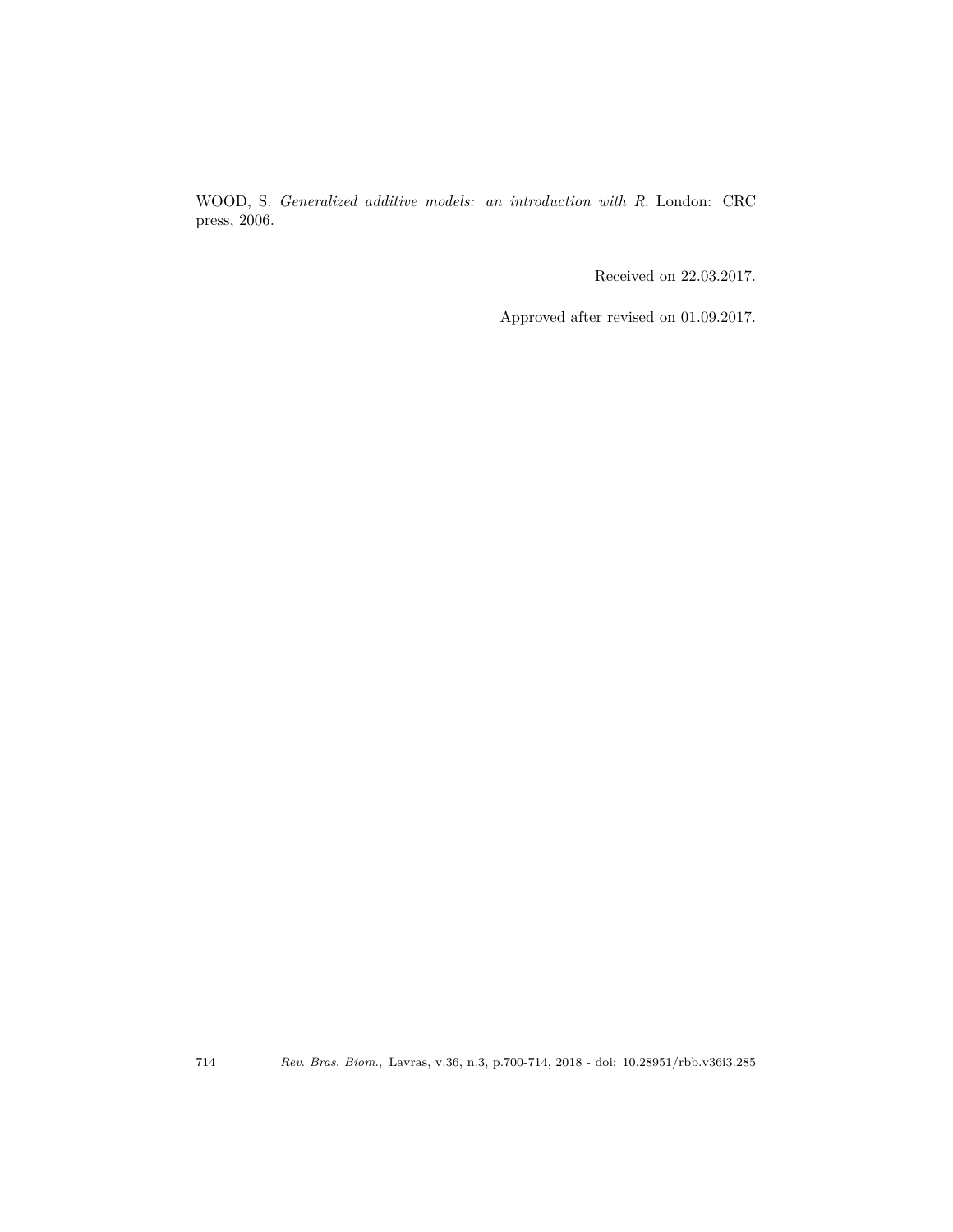WOOD, S. *Generalized additive models: an introduction with R.* London: CRC press, 2006.

Received on 22.03.2017.

Approved after revised on 01.09.2017.